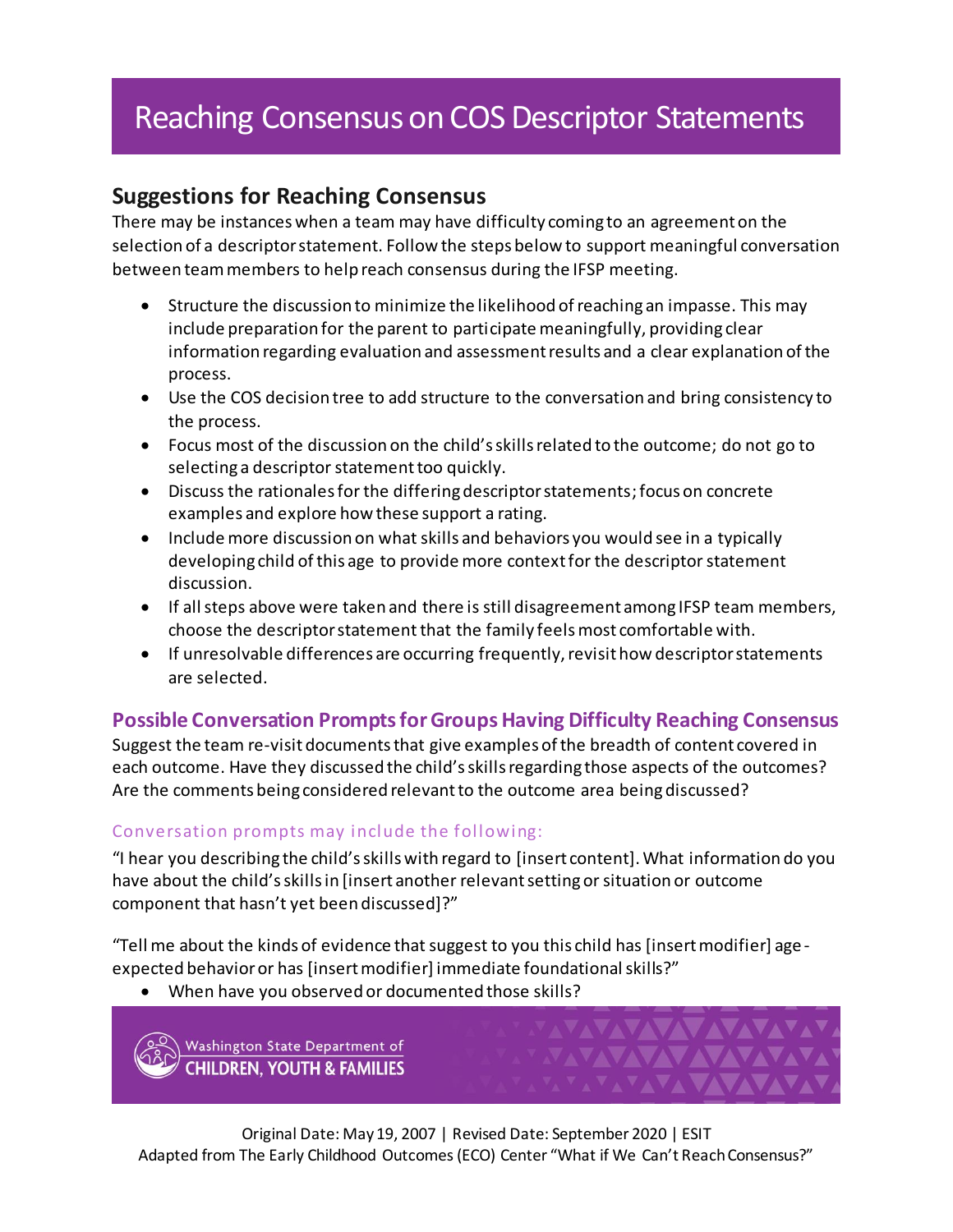# Reaching Consensus on COS Descriptor Statements

## Suggestions for Reaching Consensus

There may be instances when a team may have difficulty coming to an agreement on the selection of a descriptor statement. Follow the steps below to support meaningful conversation between team members to help reach consensus during the IFSP meeting.

- Structure the discussion to minimize the likelihood of reaching an impasse. This may include preparation for the parent to participate meaningfully, providing clear information regarding evaluation and assessment results and a clear explanation of the process.
- Use the COS decision tree to add structure to the conversation and bring consistency to the process.
- Focus most of the discussion on the child's skills related to the outcome; do not go to selecting a descriptor statement too quickly.
- Discuss the rationales for the differing descriptor statements; focus on concrete examples and explore how these support a rating.
- Include more discussion on what skills and behaviors you would see in a typically developing child of this age to provide more context for the descriptor statement discussion.
- If all steps above were taken and there is still disagreement among IFSP team members, choose the descriptor statement that the family feels most comfortable with.
- If unresolvable differences are occurring frequently, revisit how descriptor statements are selected.

### Possible Conversation Prompts for Groups Having Difficulty Reaching Consensus

Suggest the team re-visit documents that give examples of the breadth of content covered in each outcome. Have they discussed the child's skills regarding those aspects of the outcomes? Are the comments being considered relevant to the outcome area being discussed?

#### Conversation prompts may include the following:

"I hear you describing the child's skills with regard to [insert content]. What information do you have about the child's skills in [insert another relevant setting or situation or outcome component that hasn't yet been discussed]?"

"Tell me about the kinds of evidence that suggest to you this child has [insert modifier] age-expected behavior or has [insert modifier] immediate foundational skills?"

- When have you observed or documented those skills?

Washington State Department of CHILDREN, YOUTH & FAMILIES

Original Date: May 19, 2007 | Revised Date: September 2020 | ESIT
Adapted from The Early Childhood Outcomes (ECO) Center "What if We Can't Reach Consensus?"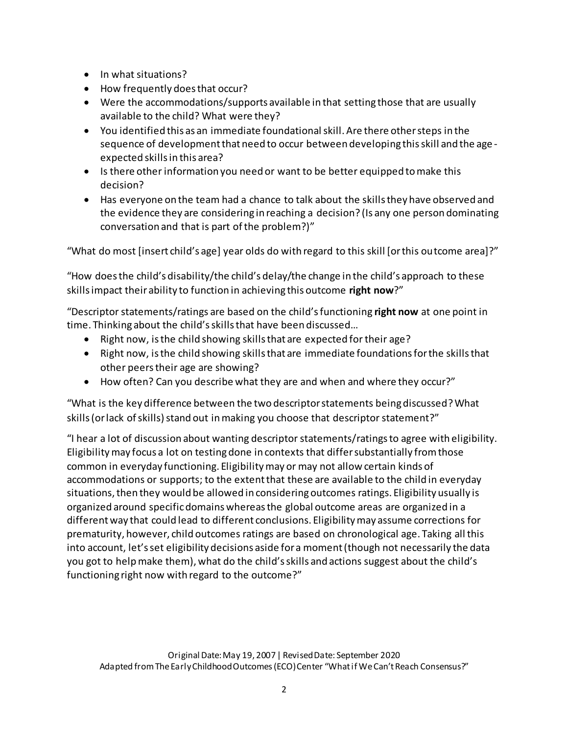- In what situations?
- How frequently does that occur?
- Were the accommodations/supports available in that setting those that are usually available to the child? What were they?
- You identified this as an immediate foundational skill. Are there other steps in the sequence of development that need to occur between developing this skill and the age-expected skills in this area?
- Is there other information you need or want to be better equipped to make this decision?
- Has everyone on the team had a chance to talk about the skills they have observed and the evidence they are considering in reaching a decision? (Is any one person dominating conversation and that is part of the problem?)"

"What do most [insert child's age] year olds do with regard to this skill [or this outcome area]?"

"How does the child's disability/the child's delay/the change in the child's approach to these skills impact their ability to function in achieving this outcome **right now**?"

"Descriptor statements/ratings are based on the child's functioning **right now** at one point in time. Thinking about the child's skills that have been discussed…

- Right now, is the child showing skills that are expected for their age?
- Right now, is the child showing skills that are immediate foundations for the skills that other peers their age are showing?
- How often? Can you describe what they are and when and where they occur?"

"What is the key difference between the two descriptor statements being discussed? What skills (or lack of skills) stand out in making you choose that descriptor statement?"

"I hear a lot of discussion about wanting descriptor statements/ratings to agree with eligibility. Eligibility may focus a lot on testing done in contexts that differ substantially from those common in everyday functioning. Eligibility may or may not allow certain kinds of accommodations or supports; to the extent that these are available to the child in everyday situations, then they would be allowed in considering outcomes ratings. Eligibility usually is organized around specific domains whereas the global outcome areas are organized in a different way that could lead to different conclusions. Eligibility may assume corrections for prematurity, however, child outcomes ratings are based on chronological age. Taking all this into account, let's set eligibility decisions aside for a moment (though not necessarily the data you got to help make them), what do the child's skills and actions suggest about the child's functioning right now with regard to the outcome?"

Original Date: May 19, 2007 | Revised Date: September 2020
Adapted from The Early Childhood Outcomes (ECO) Center "What if We Can't Reach Consensus?"